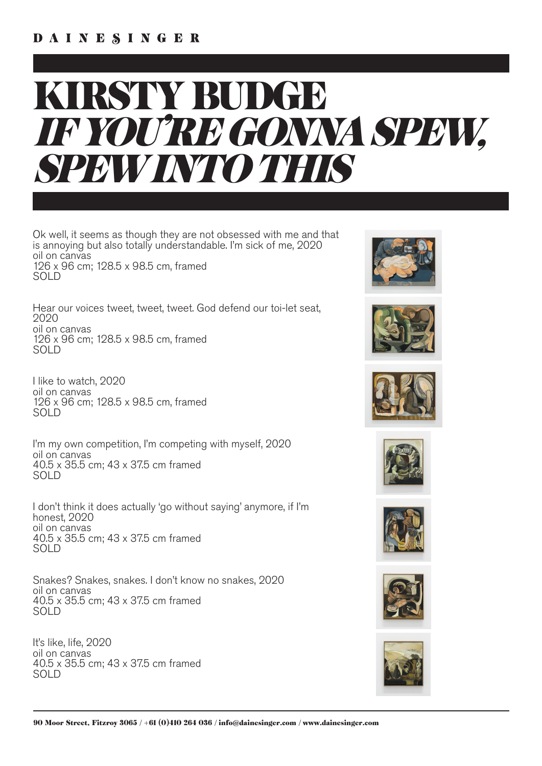DAINESINGER

# KIRSTY BUDGE
## *IF YOU'RE GONNA SPEW, SPEW INTO THIS*

Ok well, it seems as though they are not obsessed with me and that is annoying but also totally understandable. I'm sick of me, 2020
oil on canvas
126 x 96 cm; 128.5 x 98.5 cm, framed
SOLD

Hear our voices tweet, tweet, tweet. God defend our toi-let seat, 2020
oil on canvas
126 x 96 cm; 128.5 x 98.5 cm, framed
SOLD

I like to watch, 2020
oil on canvas
126 x 96 cm; 128.5 x 98.5 cm, framed
SOLD

I'm my own competition, I'm competing with myself, 2020
oil on canvas
40.5 x 35.5 cm; 43 x 37.5 cm framed
SOLD

I don't think it does actually 'go without saying' anymore, if I'm honest, 2020
oil on canvas
40.5 x 35.5 cm; 43 x 37.5 cm framed
SOLD

Snakes? Snakes, snakes. I don't know no snakes, 2020
oil on canvas
40.5 x 35.5 cm; 43 x 37.5 cm framed
SOLD

It's like, life, 2020
oil on canvas
40.5 x 35.5 cm; 43 x 37.5 cm framed
SOLD

90 Moor Street, Fitzroy 3065 / +61 (0)410 264 036 / info@dainesinger.com / www.dainesinger.com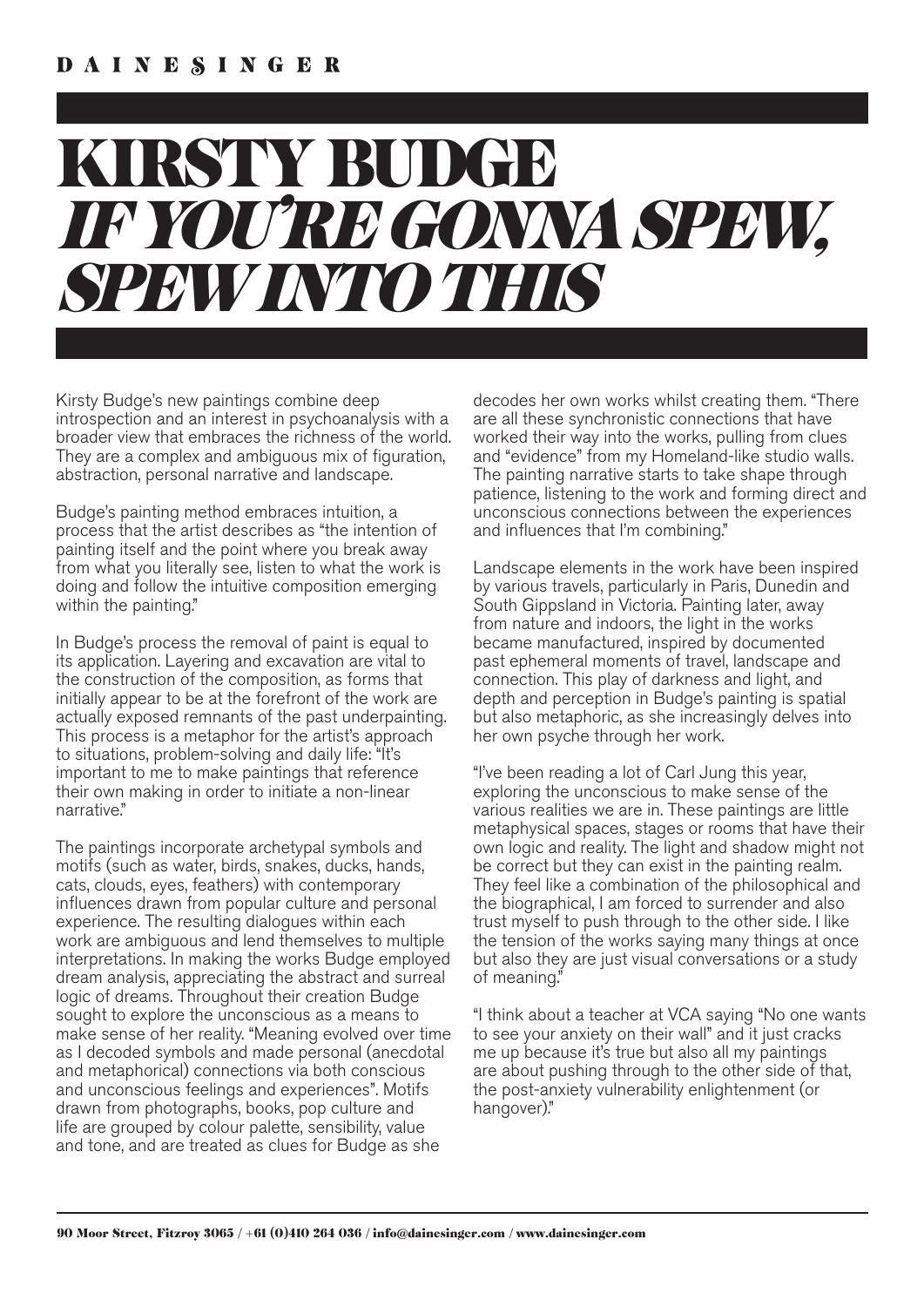# KIRSTY BUDGE
## *IF YOU'RE GONNA SPEW, SPEW INTO THIS*

Kirsty Budge's new paintings combine deep introspection and an interest in psychoanalysis with a broader view that embraces the richness of the world. They are a complex and ambiguous mix of figuration, abstraction, personal narrative and landscape.

Budge's painting method embraces intuition, a process that the artist describes as "the intention of painting itself and the point where you break away from what you literally see, listen to what the work is doing and follow the intuitive composition emerging within the painting."

In Budge's process the removal of paint is equal to its application. Layering and excavation are vital to the construction of the composition, as forms that initially appear to be at the forefront of the work are actually exposed remnants of the past underpainting. This process is a metaphor for the artist's approach to situations, problem-solving and daily life: "It's important to me to make paintings that reference their own making in order to initiate a non-linear narrative."

The paintings incorporate archetypal symbols and motifs (such as water, birds, snakes, ducks, hands, cats, clouds, eyes, feathers) with contemporary influences drawn from popular culture and personal experience. The resulting dialogues within each work are ambiguous and lend themselves to multiple interpretations. In making the works Budge employed dream analysis, appreciating the abstract and surreal logic of dreams. Throughout their creation Budge sought to explore the unconscious as a means to make sense of her reality. "Meaning evolved over time as I decoded symbols and made personal (anecdotal and metaphorical) connections via both conscious and unconscious feelings and experiences". Motifs drawn from photographs, books, pop culture and life are grouped by colour palette, sensibility, value and tone, and are treated as clues for Budge as she decodes her own works whilst creating them. "There are all these synchronistic connections that have worked their way into the works, pulling from clues and "evidence" from my Homeland-like studio walls. The painting narrative starts to take shape through patience, listening to the work and forming direct and unconscious connections between the experiences and influences that I'm combining."

Landscape elements in the work have been inspired by various travels, particularly in Paris, Dunedin and South Gippsland in Victoria. Painting later, away from nature and indoors, the light in the works became manufactured, inspired by documented past ephemeral moments of travel, landscape and connection. This play of darkness and light, and depth and perception in Budge's painting is spatial but also metaphoric, as she increasingly delves into her own psyche through her work.

"I've been reading a lot of Carl Jung this year, exploring the unconscious to make sense of the various realities we are in. These paintings are little metaphysical spaces, stages or rooms that have their own logic and reality. The light and shadow might not be correct but they can exist in the painting realm. They feel like a combination of the philosophical and the biographical, I am forced to surrender and also trust myself to push through to the other side. I like the tension of the works saying many things at once but also they are just visual conversations or a study of meaning."

"I think about a teacher at VCA saying "No one wants to see your anxiety on their wall" and it just cracks me up because it's true but also all my paintings are about pushing through to the other side of that, the post-anxiety vulnerability enlightenment (or hangover)."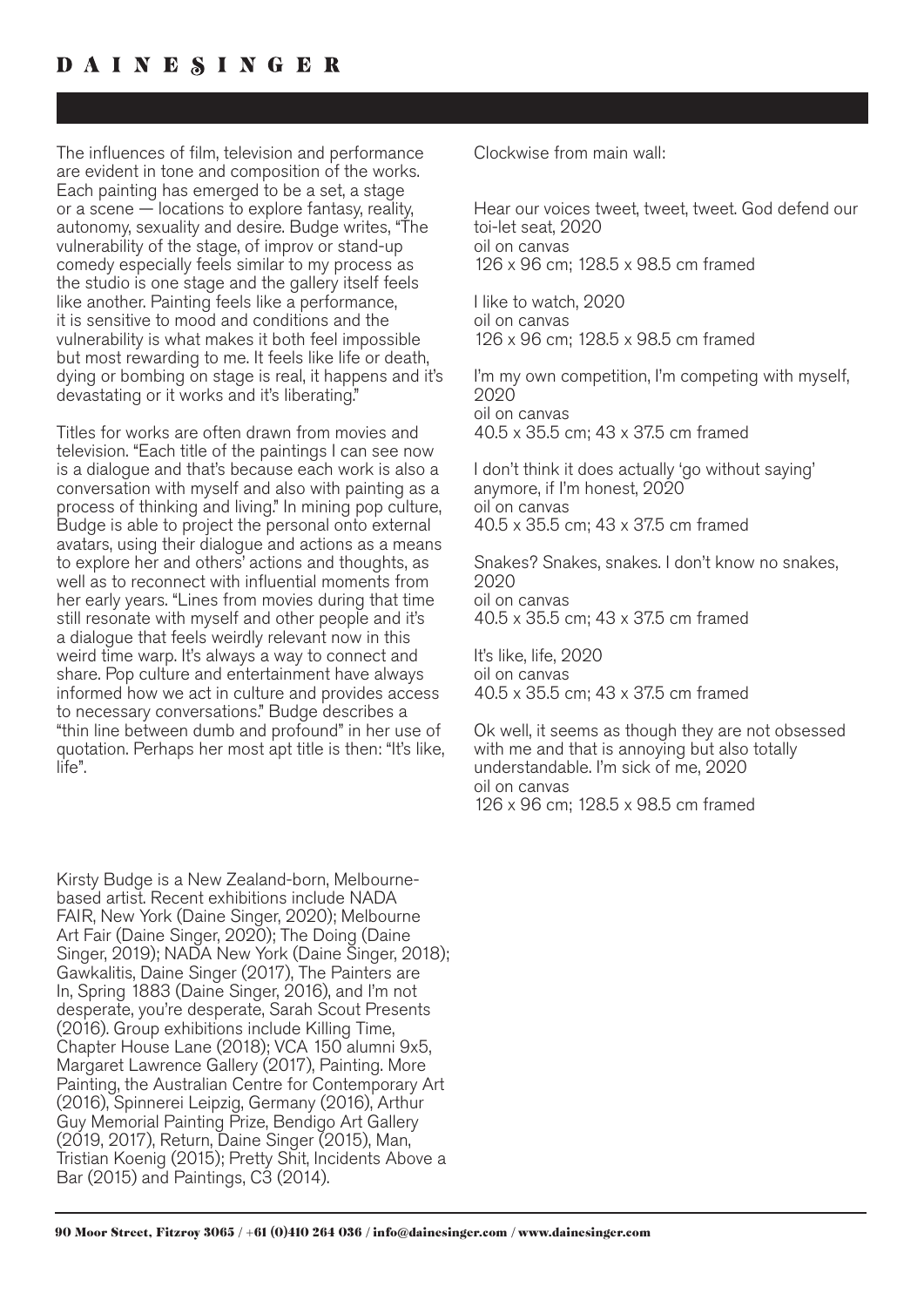The influences of film, television and performance are evident in tone and composition of the works. Each painting has emerged to be a set, a stage or a scene — locations to explore fantasy, reality, autonomy, sexuality and desire. Budge writes, "The vulnerability of the stage, of improv or stand-up comedy especially feels similar to my process as the studio is one stage and the gallery itself feels like another. Painting feels like a performance, it is sensitive to mood and conditions and the vulnerability is what makes it both feel impossible but most rewarding to me. It feels like life or death, dying or bombing on stage is real, it happens and it's devastating or it works and it's liberating."

Titles for works are often drawn from movies and television. "Each title of the paintings I can see now is a dialogue and that's because each work is also a conversation with myself and also with painting as a process of thinking and living." In mining pop culture, Budge is able to project the personal onto external avatars, using their dialogue and actions as a means to explore her and others' actions and thoughts, as well as to reconnect with influential moments from her early years. "Lines from movies during that time still resonate with myself and other people and it's a dialogue that feels weirdly relevant now in this weird time warp. It's always a way to connect and share. Pop culture and entertainment have always informed how we act in culture and provides access to necessary conversations." Budge describes a "thin line between dumb and profound" in her use of quotation. Perhaps her most apt title is then: "It's like, life".

Kirsty Budge is a New Zealand-born, Melbourne-based artist. Recent exhibitions include NADA FAIR, New York (Daine Singer, 2020); Melbourne Art Fair (Daine Singer, 2020); The Doing (Daine Singer, 2019); NADA New York (Daine Singer, 2018); Gawkalitis, Daine Singer (2017), The Painters are In, Spring 1883 (Daine Singer, 2016), and I'm not desperate, you're desperate, Sarah Scout Presents (2016). Group exhibitions include Killing Time, Chapter House Lane (2018); VCA 150 alumni 9x5, Margaret Lawrence Gallery (2017), Painting. More Painting, the Australian Centre for Contemporary Art (2016), Spinnerei Leipzig, Germany (2016), Arthur Guy Memorial Painting Prize, Bendigo Art Gallery (2019, 2017), Return, Daine Singer (2015), Man, Tristian Koenig (2015); Pretty Shit, Incidents Above a Bar (2015) and Paintings, C3 (2014).

Clockwise from main wall:

Hear our voices tweet, tweet, tweet. God defend our toi-let seat, 2020
oil on canvas
126 x 96 cm; 128.5 x 98.5 cm framed

I like to watch, 2020
oil on canvas
126 x 96 cm; 128.5 x 98.5 cm framed

I'm my own competition, I'm competing with myself, 2020
oil on canvas
40.5 x 35.5 cm; 43 x 37.5 cm framed

I don't think it does actually 'go without saying' anymore, if I'm honest, 2020
oil on canvas
40.5 x 35.5 cm; 43 x 37.5 cm framed

Snakes? Snakes, snakes. I don't know no snakes, 2020
oil on canvas
40.5 x 35.5 cm; 43 x 37.5 cm framed

It's like, life, 2020
oil on canvas
40.5 x 35.5 cm; 43 x 37.5 cm framed

Ok well, it seems as though they are not obsessed with me and that is annoying but also totally understandable. I'm sick of me, 2020
oil on canvas
126 x 96 cm; 128.5 x 98.5 cm framed